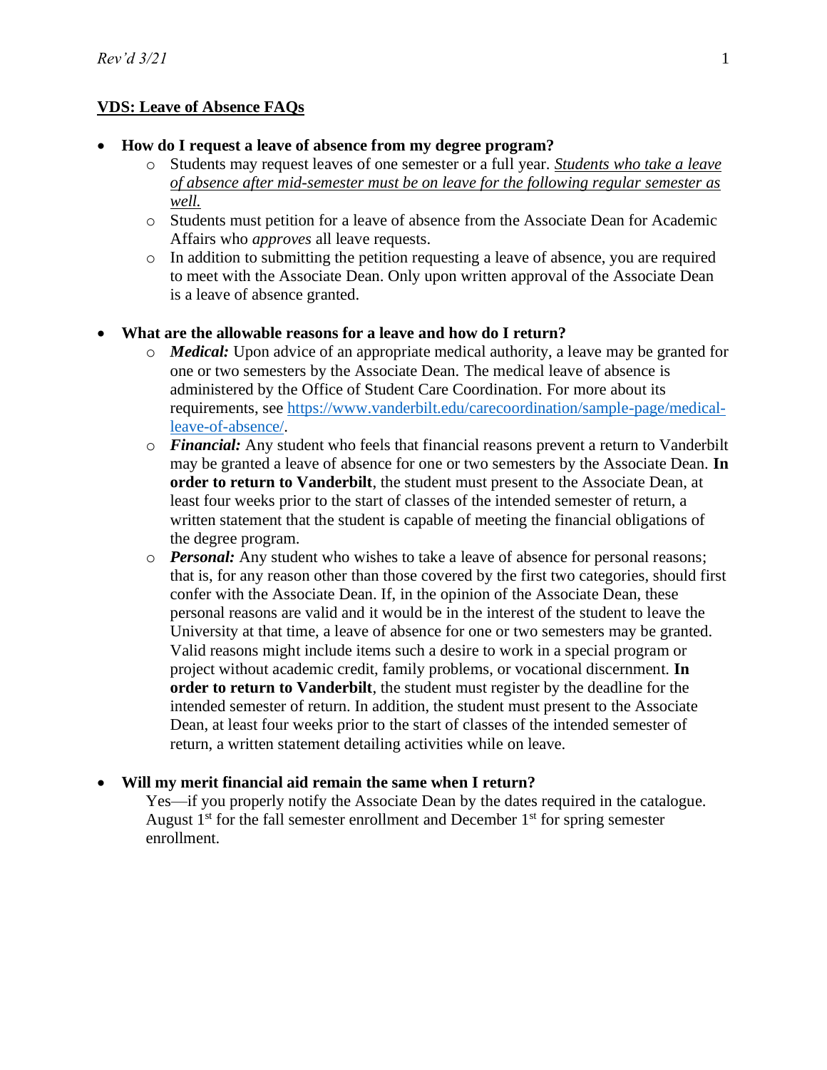## VDS: Leave of Absence FAQs

- **How do I request a leave of absence from my degree program?**
  - Students may request leaves of one semester or a full year. *Students who take a leave of absence after mid-semester must be on leave for the following regular semester as well.*
  - Students must petition for a leave of absence from the Associate Dean for Academic Affairs who *approves* all leave requests.
  - In addition to submitting the petition requesting a leave of absence, you are required to meet with the Associate Dean. Only upon written approval of the Associate Dean is a leave of absence granted.

- **What are the allowable reasons for a leave and how do I return?**
  - ***Medical:*** Upon advice of an appropriate medical authority, a leave may be granted for one or two semesters by the Associate Dean. The medical leave of absence is administered by the Office of Student Care Coordination. For more about its requirements, see https://www.vanderbilt.edu/carecoordination/sample-page/medical-leave-of-absence/.
  - ***Financial:*** Any student who feels that financial reasons prevent a return to Vanderbilt may be granted a leave of absence for one or two semesters by the Associate Dean. **In order to return to Vanderbilt**, the student must present to the Associate Dean, at least four weeks prior to the start of classes of the intended semester of return, a written statement that the student is capable of meeting the financial obligations of the degree program.
  - ***Personal:*** Any student who wishes to take a leave of absence for personal reasons; that is, for any reason other than those covered by the first two categories, should first confer with the Associate Dean. If, in the opinion of the Associate Dean, these personal reasons are valid and it would be in the interest of the student to leave the University at that time, a leave of absence for one or two semesters may be granted. Valid reasons might include items such a desire to work in a special program or project without academic credit, family problems, or vocational discernment. **In order to return to Vanderbilt**, the student must register by the deadline for the intended semester of return. In addition, the student must present to the Associate Dean, at least four weeks prior to the start of classes of the intended semester of return, a written statement detailing activities while on leave.

- **Will my merit financial aid remain the same when I return?**

  Yes—if you properly notify the Associate Dean by the dates required in the catalogue. August 1st for the fall semester enrollment and December 1st for spring semester enrollment.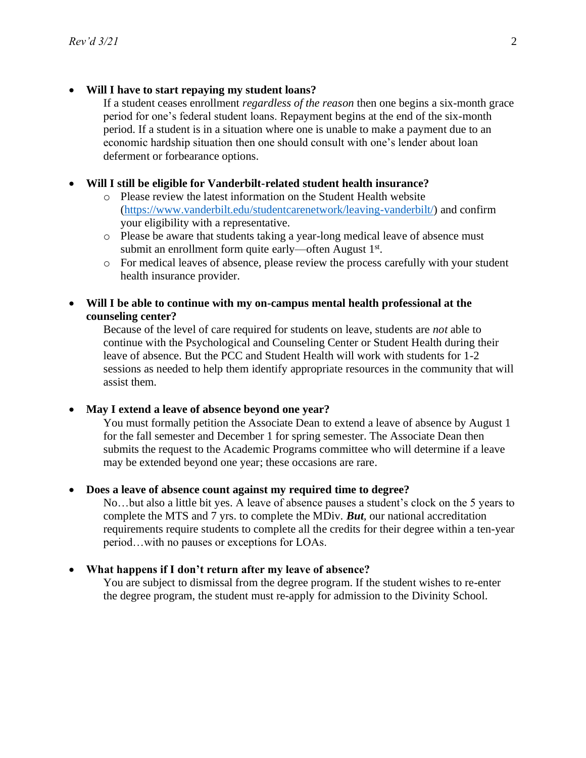- **Will I have to start repaying my student loans?**

  If a student ceases enrollment *regardless of the reason* then one begins a six-month grace period for one's federal student loans. Repayment begins at the end of the six-month period. If a student is in a situation where one is unable to make a payment due to an economic hardship situation then one should consult with one's lender about loan deferment or forbearance options.

- **Will I still be eligible for Vanderbilt-related student health insurance?**
  - Please review the latest information on the Student Health website ([https://www.vanderbilt.edu/studentcarenetwork/leaving-vanderbilt/](https://www.vanderbilt.edu/studentcarenetwork/leaving-vanderbilt/)) and confirm your eligibility with a representative.
  - Please be aware that students taking a year-long medical leave of absence must submit an enrollment form quite early—often August 1st.
  - For medical leaves of absence, please review the process carefully with your student health insurance provider.

- **Will I be able to continue with my on-campus mental health professional at the counseling center?**

  Because of the level of care required for students on leave, students are *not* able to continue with the Psychological and Counseling Center or Student Health during their leave of absence. But the PCC and Student Health will work with students for 1-2 sessions as needed to help them identify appropriate resources in the community that will assist them.

- **May I extend a leave of absence beyond one year?**

  You must formally petition the Associate Dean to extend a leave of absence by August 1 for the fall semester and December 1 for spring semester. The Associate Dean then submits the request to the Academic Programs committee who will determine if a leave may be extended beyond one year; these occasions are rare.

- **Does a leave of absence count against my required time to degree?**

  No…but also a little bit yes. A leave of absence pauses a student's clock on the 5 years to complete the MTS and 7 yrs. to complete the MDiv. ***But***, our national accreditation requirements require students to complete all the credits for their degree within a ten-year period…with no pauses or exceptions for LOAs.

- **What happens if I don't return after my leave of absence?**

  You are subject to dismissal from the degree program. If the student wishes to re-enter the degree program, the student must re-apply for admission to the Divinity School.